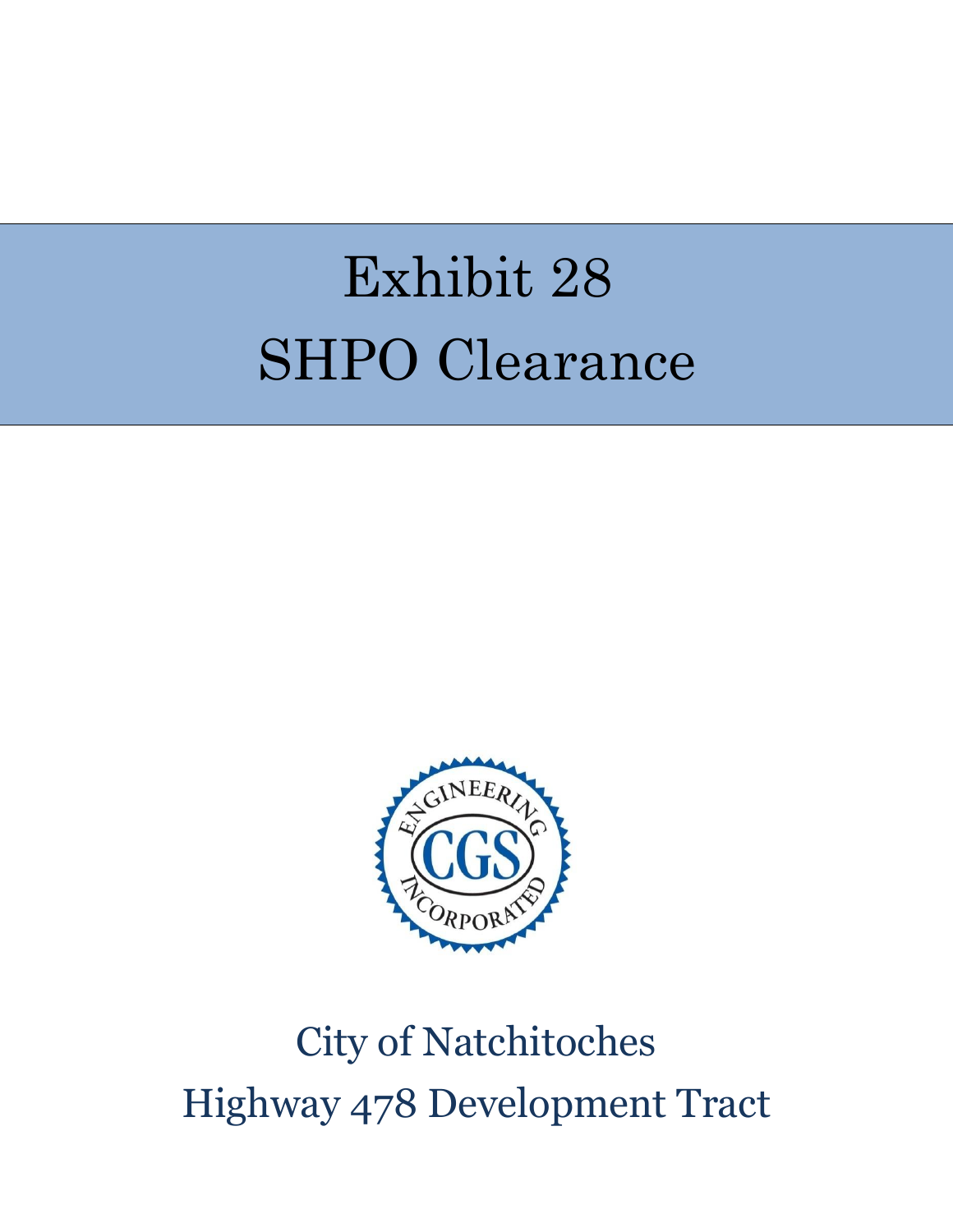# Exhibit 28
# SHPO Clearance

City of Natchitoches
Highway 478 Development Tract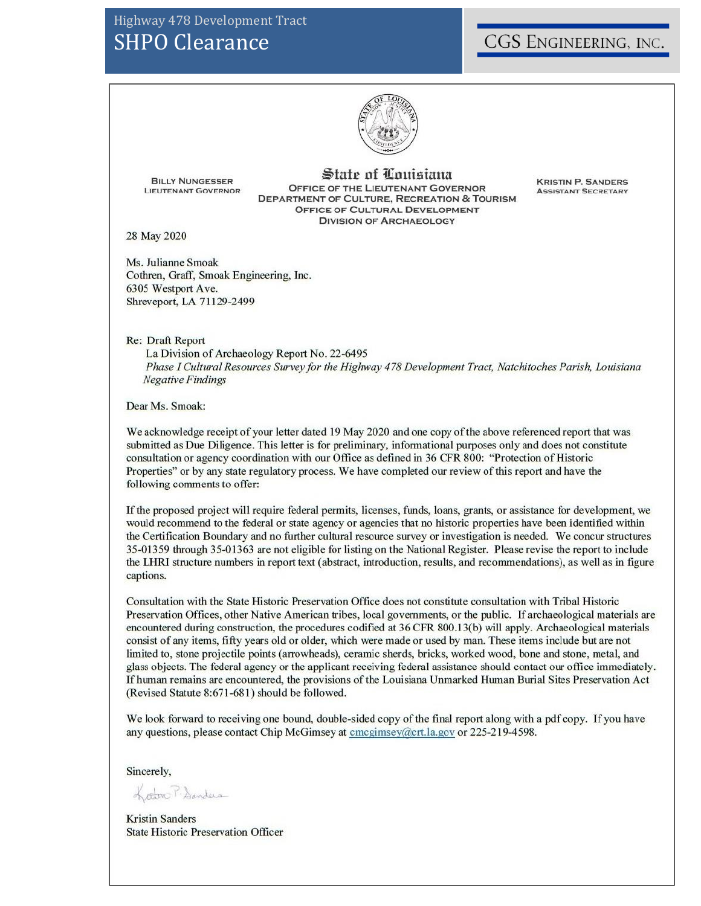# Highway 478 Development Tract

## SHPO Clearance

CGS ENGINEERING, INC.

**State of Louisiana**

**BILLY NUNGESSER**
LIEUTENANT GOVERNOR

OFFICE OF THE LIEUTENANT GOVERNOR
DEPARTMENT OF CULTURE, RECREATION & TOURISM
OFFICE OF CULTURAL DEVELOPMENT
DIVISION OF ARCHAEOLOGY

**KRISTIN P. SANDERS**
ASSISTANT SECRETARY

28 May 2020

Ms. Julianne Smoak
Cothren, Graff, Smoak Engineering, Inc.
6305 Westport Ave.
Shreveport, LA 71129-2499

Re: Draft Report
La Division of Archaeology Report No. 22-6495
*Phase I Cultural Resources Survey for the Highway 478 Development Tract, Natchitoches Parish, Louisiana*
*Negative Findings*

Dear Ms. Smoak:

We acknowledge receipt of your letter dated 19 May 2020 and one copy of the above referenced report that was submitted as Due Diligence. This letter is for preliminary, informational purposes only and does not constitute consultation or agency coordination with our Office as defined in 36 CFR 800: "Protection of Historic Properties" or by any state regulatory process. We have completed our review of this report and have the following comments to offer:

If the proposed project will require federal permits, licenses, funds, loans, grants, or assistance for development, we would recommend to the federal or state agency or agencies that no historic properties have been identified within the Certification Boundary and no further cultural resource survey or investigation is needed. We concur structures 35-01359 through 35-01363 are not eligible for listing on the National Register. Please revise the report to include the LHRI structure numbers in report text (abstract, introduction, results, and recommendations), as well as in figure captions.

Consultation with the State Historic Preservation Office does not constitute consultation with Tribal Historic Preservation Offices, other Native American tribes, local governments, or the public. If archaeological materials are encountered during construction, the procedures codified at 36 CFR 800.13(b) will apply. Archaeological materials consist of any items, fifty years old or older, which were made or used by man. These items include but are not limited to, stone projectile points (arrowheads), ceramic sherds, bricks, worked wood, bone and stone, metal, and glass objects. The federal agency or the applicant receiving federal assistance should contact our office immediately. If human remains are encountered, the provisions of the Louisiana Unmarked Human Burial Sites Preservation Act (Revised Statute 8:671-681) should be followed.

We look forward to receiving one bound, double-sided copy of the final report along with a pdf copy. If you have any questions, please contact Chip McGimsey at cmcgimsey@crt.la.gov or 225-219-4598.

Sincerely,

Kristin Sanders
State Historic Preservation Officer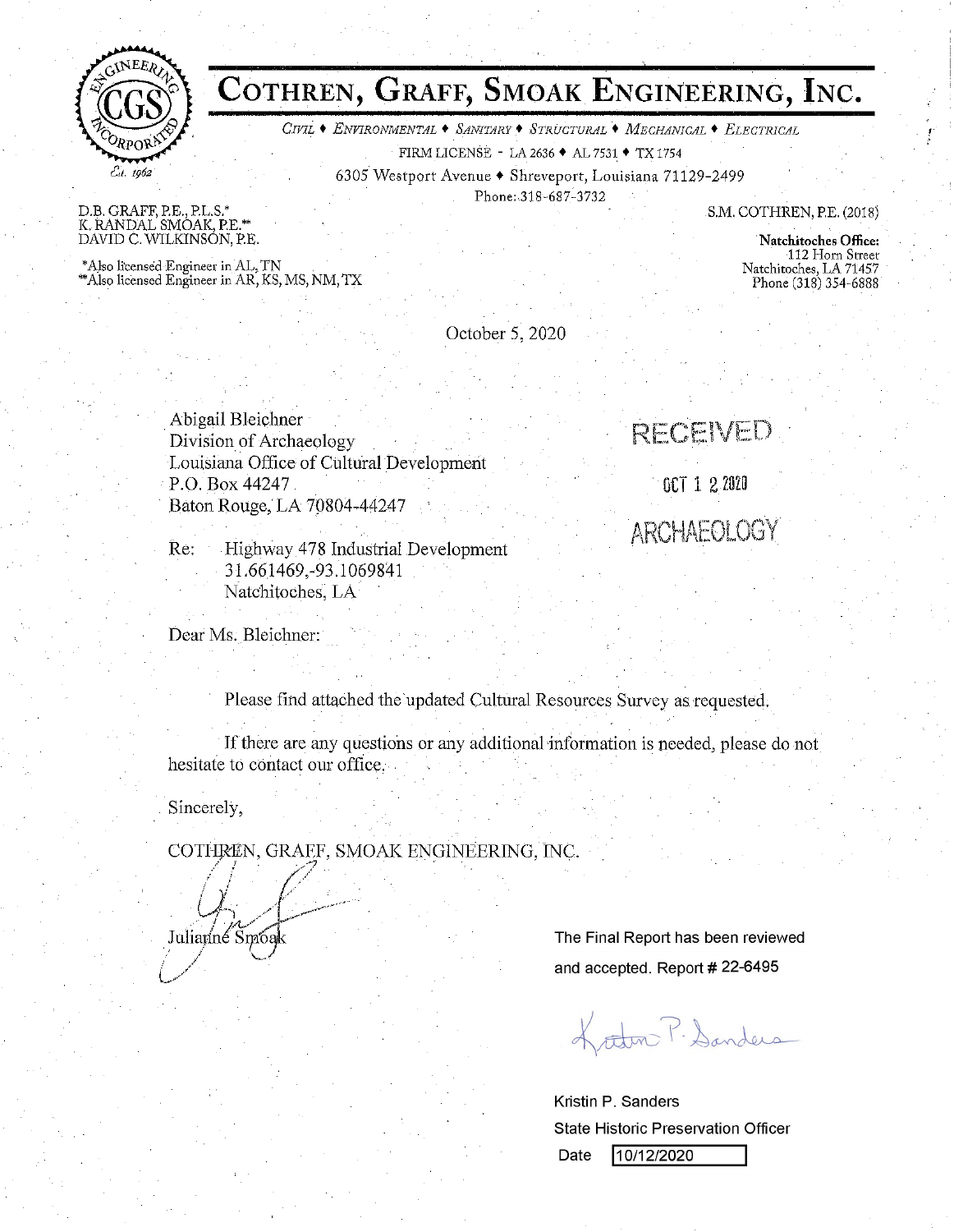# COTHREN, GRAFF, SMOAK ENGINEERING, INC.

*CIVIL ♦ ENVIRONMENTAL ♦ SANITARY ♦ STRUCTURAL ♦ MECHANICAL ♦ ELECTRICAL*

FIRM LICENSE - LA 2636 ♦ AL 7531 ♦ TX 1754

6305 Westport Avenue ♦ Shreveport, Louisiana 71129-2499

Phone: 318-687-3732

ENGINEERING INCORPORATED CGS Est. 1962

D.B. GRAFF, P.E., P.L.S.*
K. RANDAL SMOAK, P.E.**
DAVID C. WILKINSON, P.E.

*Also licensed Engineer in AL, TN
**Also licensed Engineer in AR, KS, MS, NM, TX

S.M. COTHREN, P.E. (2018)

**Natchitoches Office:**
112 Horn Street
Natchitoches, LA 71457
Phone (318) 354-6888

October 5, 2020

Abigail Bleichner
Division of Archaeology
Louisiana Office of Cultural Development
P.O. Box 44247
Baton Rouge, LA 70804-44247

RECEIVED
OCT 1 2 2020
ARCHAEOLOGY

Re: Highway 478 Industrial Development
31.661469,-93.1069841
Natchitoches, LA

Dear Ms. Bleichner:

Please find attached the updated Cultural Resources Survey as requested.

If there are any questions or any additional information is needed, please do not hesitate to contact our office.

Sincerely,

COTHREN, GRAFF, SMOAK ENGINEERING, INC.

Julianne Smoak

The Final Report has been reviewed and accepted. Report # 22-6495

Kristin P. Sanders
State Historic Preservation Officer
Date 10/12/2020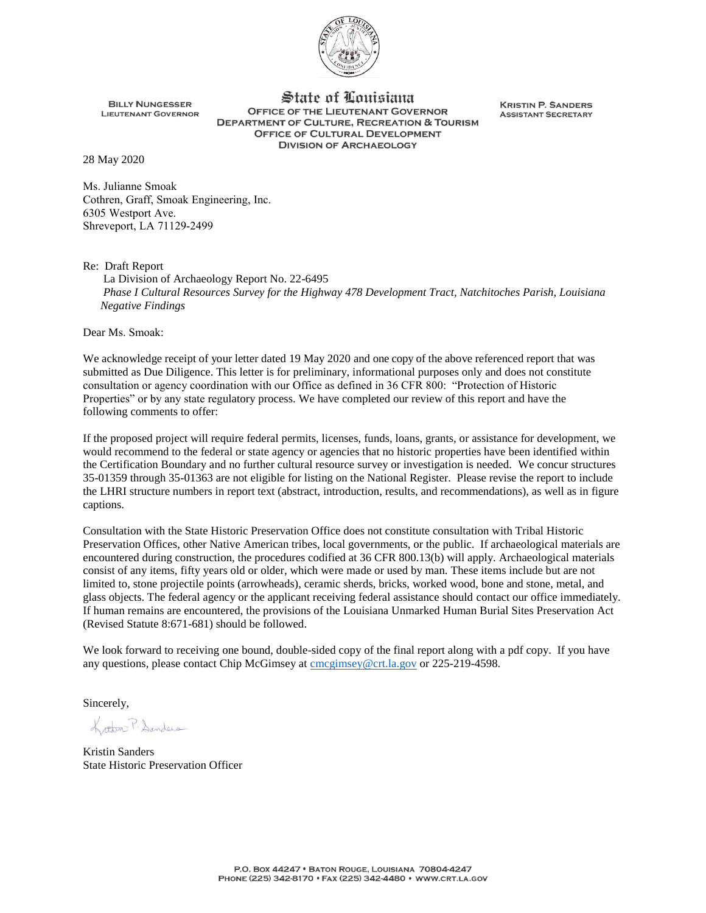State of Louisiana

**BILLY NUNGESSER**
LIEUTENANT GOVERNOR

OFFICE OF THE LIEUTENANT GOVERNOR
DEPARTMENT OF CULTURE, RECREATION & TOURISM
OFFICE OF CULTURAL DEVELOPMENT
DIVISION OF ARCHAEOLOGY

**KRISTIN P. SANDERS**
ASSISTANT SECRETARY

28 May 2020

Ms. Julianne Smoak
Cothren, Graff, Smoak Engineering, Inc.
6305 Westport Ave.
Shreveport, LA 71129-2499

Re: Draft Report
La Division of Archaeology Report No. 22-6495
*Phase I Cultural Resources Survey for the Highway 478 Development Tract, Natchitoches Parish, Louisiana*
*Negative Findings*

Dear Ms. Smoak:

We acknowledge receipt of your letter dated 19 May 2020 and one copy of the above referenced report that was submitted as Due Diligence. This letter is for preliminary, informational purposes only and does not constitute consultation or agency coordination with our Office as defined in 36 CFR 800: "Protection of Historic Properties" or by any state regulatory process. We have completed our review of this report and have the following comments to offer:

If the proposed project will require federal permits, licenses, funds, loans, grants, or assistance for development, we would recommend to the federal or state agency or agencies that no historic properties have been identified within the Certification Boundary and no further cultural resource survey or investigation is needed. We concur structures 35-01359 through 35-01363 are not eligible for listing on the National Register. Please revise the report to include the LHRI structure numbers in report text (abstract, introduction, results, and recommendations), as well as in figure captions.

Consultation with the State Historic Preservation Office does not constitute consultation with Tribal Historic Preservation Offices, other Native American tribes, local governments, or the public. If archaeological materials are encountered during construction, the procedures codified at 36 CFR 800.13(b) will apply. Archaeological materials consist of any items, fifty years old or older, which were made or used by man. These items include but are not limited to, stone projectile points (arrowheads), ceramic sherds, bricks, worked wood, bone and stone, metal, and glass objects. The federal agency or the applicant receiving federal assistance should contact our office immediately. If human remains are encountered, the provisions of the Louisiana Unmarked Human Burial Sites Preservation Act (Revised Statute 8:671-681) should be followed.

We look forward to receiving one bound, double-sided copy of the final report along with a pdf copy. If you have any questions, please contact Chip McGimsey at cmcgimsey@crt.la.gov or 225-219-4598.

Sincerely,

Kristin Sanders
State Historic Preservation Officer

P.O. BOX 44247 • BATON ROUGE, LOUISIANA 70804-4247
PHONE (225) 342-8170 • FAX (225) 342-4480 • WWW.CRT.LA.GOV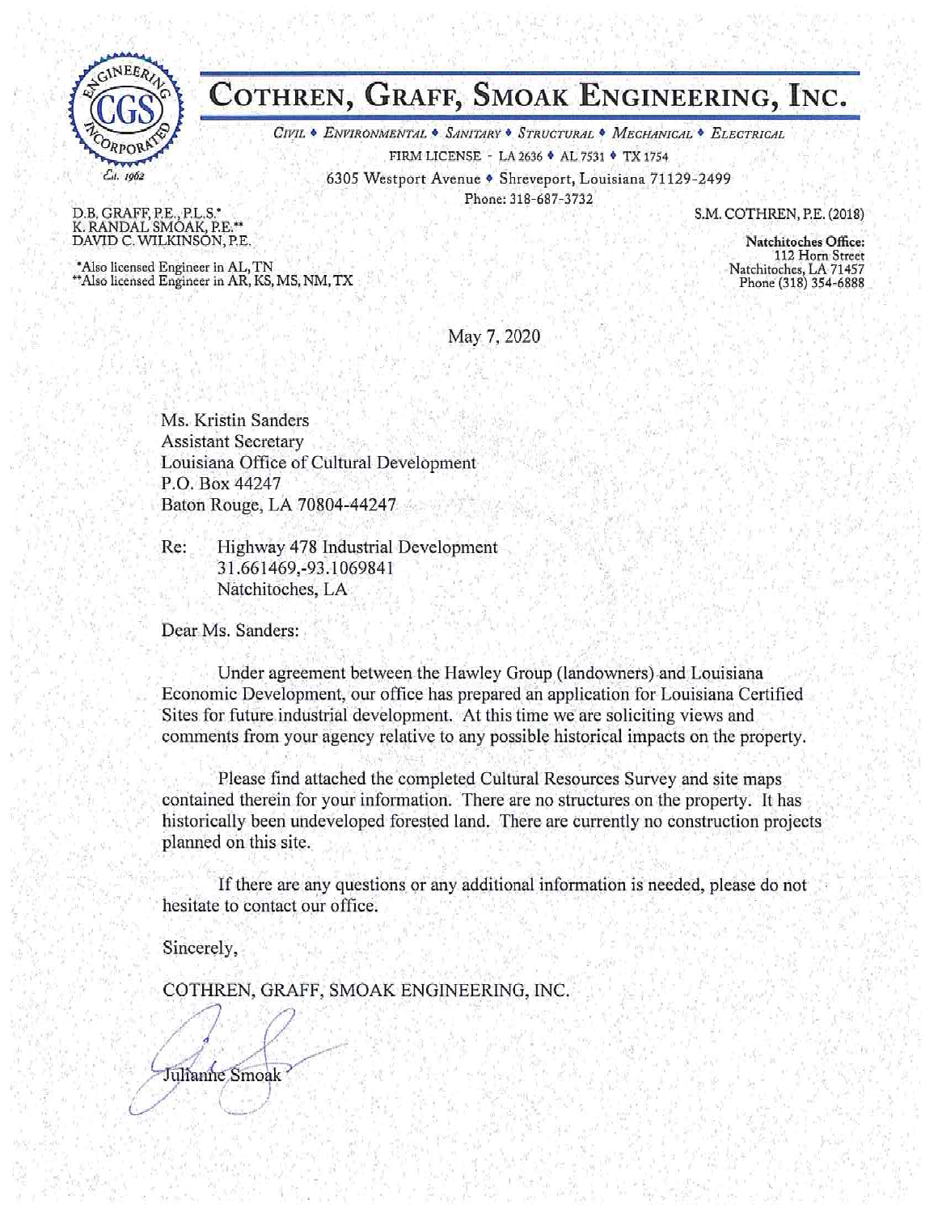# Cothren, Graff, Smoak Engineering, Inc.

*Civil • Environmental • Sanitary • Structural • Mechanical • Electrical*

FIRM LICENSE - LA 2636 • AL 7531 • TX 1754

6305 Westport Avenue • Shreveport, Louisiana 71129-2499

Phone: 318-687-3732

D.B. GRAFF, P.E., P.L.S.*
K. RANDAL SMOAK, P.E.**
DAVID C. WILKINSON, P.E.

*Also licensed Engineer in AL, TN
**Also licensed Engineer in AR, KS, MS, NM, TX

S.M. COTHREN, P.E. (2018)

**Natchitoches Office:**
112 Horn Street
Natchitoches, LA 71457
Phone (318) 354-6888

May 7, 2020

Ms. Kristin Sanders
Assistant Secretary
Louisiana Office of Cultural Development
P.O. Box 44247
Baton Rouge, LA 70804-44247

Re: Highway 478 Industrial Development
31.661469,-93.1069841
Natchitoches, LA

Dear Ms. Sanders:

Under agreement between the Hawley Group (landowners) and Louisiana Economic Development, our office has prepared an application for Louisiana Certified Sites for future industrial development. At this time we are soliciting views and comments from your agency relative to any possible historical impacts on the property.

Please find attached the completed Cultural Resources Survey and site maps contained therein for your information. There are no structures on the property. It has historically been undeveloped forested land. There are currently no construction projects planned on this site.

If there are any questions or any additional information is needed, please do not hesitate to contact our office.

Sincerely,

COTHREN, GRAFF, SMOAK ENGINEERING, INC.

Julianne Smoak